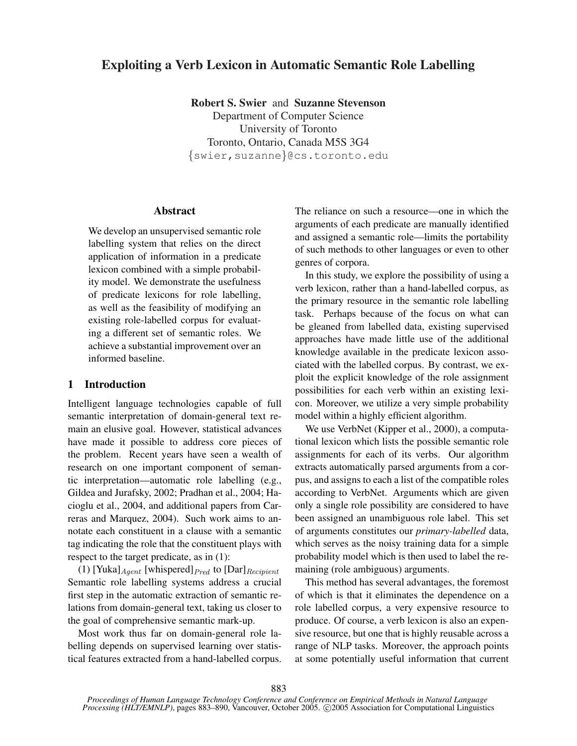# Exploiting a Verb Lexicon in Automatic Semantic Role Labelling

**Robert S. Swier** and **Suzanne Stevenson**
Department of Computer Science
University of Toronto
Toronto, Ontario, Canada M5S 3G4
{swier,suzanne}@cs.toronto.edu

## Abstract

We develop an unsupervised semantic role labelling system that relies on the direct application of information in a predicate lexicon combined with a simple probability model. We demonstrate the usefulness of predicate lexicons for role labelling, as well as the feasibility of modifying an existing role-labelled corpus for evaluating a different set of semantic roles. We achieve a substantial improvement over an informed baseline.

## 1 Introduction

Intelligent language technologies capable of full semantic interpretation of domain-general text remain an elusive goal. However, statistical advances have made it possible to address core pieces of the problem. Recent years have seen a wealth of research on one important component of semantic interpretation—automatic role labelling (e.g., Gildea and Jurafsky, 2002; Pradhan et al., 2004; Hacioglu et al., 2004, and additional papers from Carreras and Marquez, 2004). Such work aims to annotate each constituent in a clause with a semantic tag indicating the role that the constituent plays with respect to the target predicate, as in (1):

(1) [Yuka]$_{Agent}$ [whispered]$_{Pred}$ to [Dar]$_{Recipient}$

Semantic role labelling systems address a crucial first step in the automatic extraction of semantic relations from domain-general text, taking us closer to the goal of comprehensive semantic mark-up.

Most work thus far on domain-general role labelling depends on supervised learning over statistical features extracted from a hand-labelled corpus. The reliance on such a resource—one in which the arguments of each predicate are manually identified and assigned a semantic role—limits the portability of such methods to other languages or even to other genres of corpora.

In this study, we explore the possibility of using a verb lexicon, rather than a hand-labelled corpus, as the primary resource in the semantic role labelling task. Perhaps because of the focus on what can be gleaned from labelled data, existing supervised approaches have made little use of the additional knowledge available in the predicate lexicon associated with the labelled corpus. By contrast, we exploit the explicit knowledge of the role assignment possibilities for each verb within an existing lexicon. Moreover, we utilize a very simple probability model within a highly efficient algorithm.

We use VerbNet (Kipper et al., 2000), a computational lexicon which lists the possible semantic role assignments for each of its verbs. Our algorithm extracts automatically parsed arguments from a corpus, and assigns to each a list of the compatible roles according to VerbNet. Arguments which are given only a single role possibility are considered to have been assigned an unambiguous role label. This set of arguments constitutes our *primary-labelled* data, which serves as the noisy training data for a simple probability model which is then used to label the remaining (role ambiguous) arguments.

This method has several advantages, the foremost of which is that it eliminates the dependence on a role labelled corpus, a very expensive resource to produce. Of course, a verb lexicon is also an expensive resource, but one that is highly reusable across a range of NLP tasks. Moreover, the approach points at some potentially useful information that current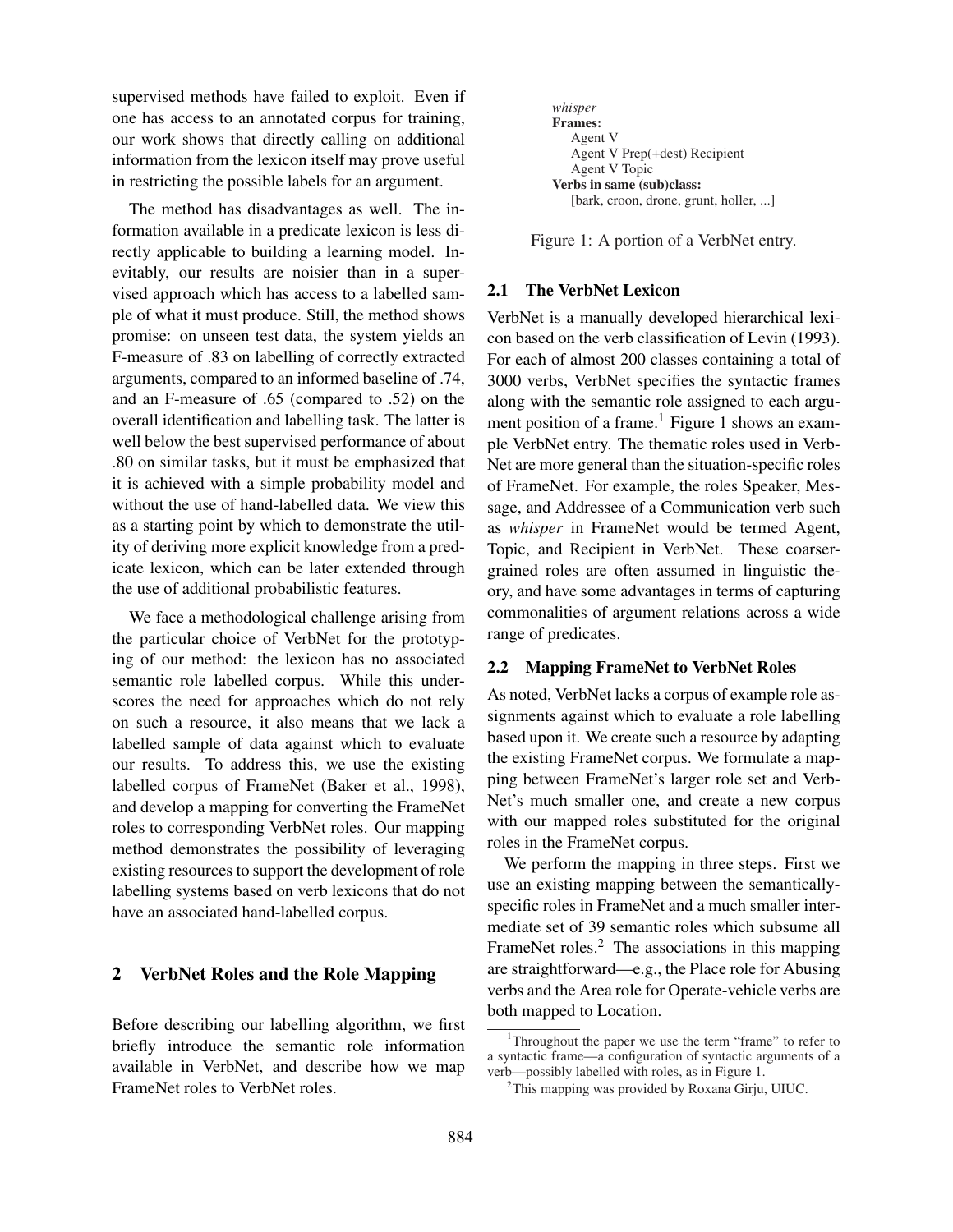supervised methods have failed to exploit. Even if one has access to an annotated corpus for training, our work shows that directly calling on additional information from the lexicon itself may prove useful in restricting the possible labels for an argument.

The method has disadvantages as well. The information available in a predicate lexicon is less directly applicable to building a learning model. Inevitably, our results are noisier than in a supervised approach which has access to a labelled sample of what it must produce. Still, the method shows promise: on unseen test data, the system yields an F-measure of .83 on labelling of correctly extracted arguments, compared to an informed baseline of .74, and an F-measure of .65 (compared to .52) on the overall identification and labelling task. The latter is well below the best supervised performance of about .80 on similar tasks, but it must be emphasized that it is achieved with a simple probability model and without the use of hand-labelled data. We view this as a starting point by which to demonstrate the utility of deriving more explicit knowledge from a predicate lexicon, which can be later extended through the use of additional probabilistic features.

We face a methodological challenge arising from the particular choice of VerbNet for the prototyping of our method: the lexicon has no associated semantic role labelled corpus. While this underscores the need for approaches which do not rely on such a resource, it also means that we lack a labelled sample of data against which to evaluate our results. To address this, we use the existing labelled corpus of FrameNet (Baker et al., 1998), and develop a mapping for converting the FrameNet roles to corresponding VerbNet roles. Our mapping method demonstrates the possibility of leveraging existing resources to support the development of role labelling systems based on verb lexicons that do not have an associated hand-labelled corpus.

## 2 VerbNet Roles and the Role Mapping

Before describing our labelling algorithm, we first briefly introduce the semantic role information available in VerbNet, and describe how we map FrameNet roles to VerbNet roles.

*whisper*
**Frames:**
- Agent V
- Agent V Prep(+dest) Recipient
- Agent V Topic

**Verbs in same (sub)class:**
- [bark, croon, drone, grunt, holler, ...]

Figure 1: A portion of a VerbNet entry.

### 2.1 The VerbNet Lexicon

VerbNet is a manually developed hierarchical lexicon based on the verb classification of Levin (1993). For each of almost 200 classes containing a total of 3000 verbs, VerbNet specifies the syntactic frames along with the semantic role assigned to each argument position of a frame.[1] Figure 1 shows an example VerbNet entry. The thematic roles used in VerbNet are more general than the situation-specific roles of FrameNet. For example, the roles Speaker, Message, and Addressee of a Communication verb such as *whisper* in FrameNet would be termed Agent, Topic, and Recipient in VerbNet. These coarser-grained roles are often assumed in linguistic theory, and have some advantages in terms of capturing commonalities of argument relations across a wide range of predicates.

### 2.2 Mapping FrameNet to VerbNet Roles

As noted, VerbNet lacks a corpus of example role assignments against which to evaluate a role labelling based upon it. We create such a resource by adapting the existing FrameNet corpus. We formulate a mapping between FrameNet's larger role set and VerbNet's much smaller one, and create a new corpus with our mapped roles substituted for the original roles in the FrameNet corpus.

We perform the mapping in three steps. First we use an existing mapping between the semantically-specific roles in FrameNet and a much smaller intermediate set of 39 semantic roles which subsume all FrameNet roles.[2] The associations in this mapping are straightforward—e.g., the Place role for Abusing verbs and the Area role for Operate-vehicle verbs are both mapped to Location.

[1] Throughout the paper we use the term "frame" to refer to a syntactic frame—a configuration of syntactic arguments of a verb—possibly labelled with roles, as in Figure 1.

[2] This mapping was provided by Roxana Girju, UIUC.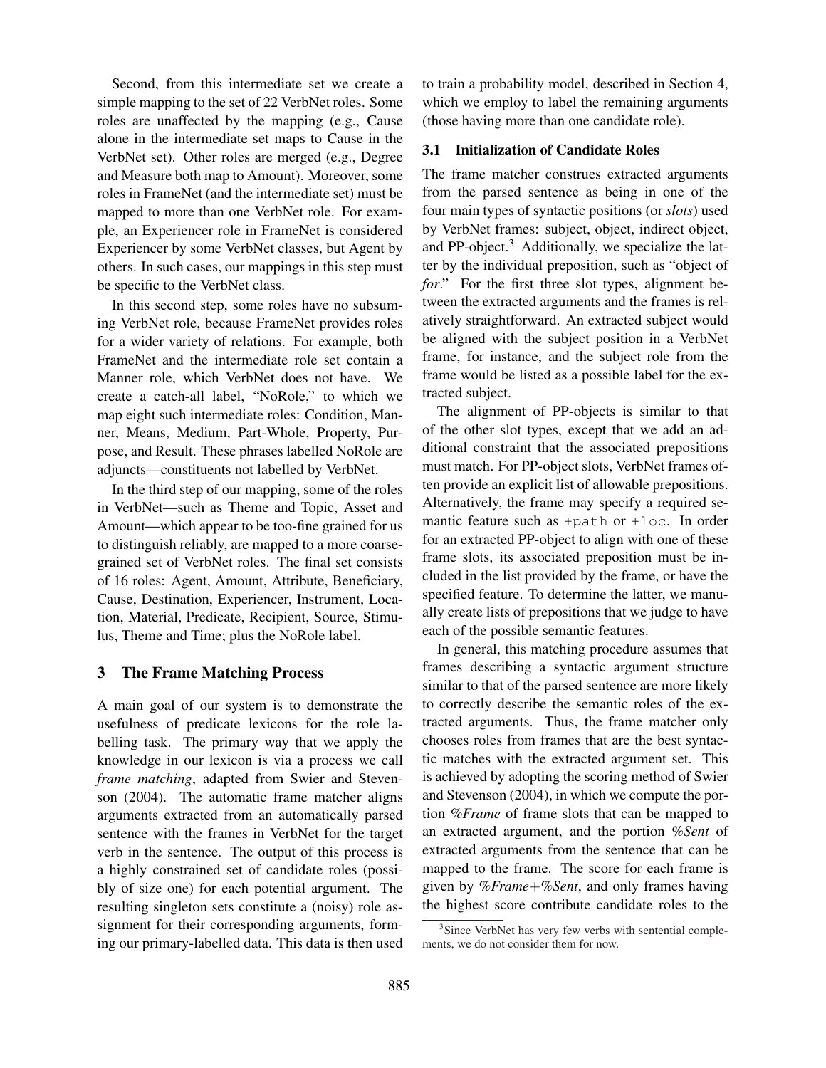Second, from this intermediate set we create a simple mapping to the set of 22 VerbNet roles. Some roles are unaffected by the mapping (e.g., Cause alone in the intermediate set maps to Cause in the VerbNet set). Other roles are merged (e.g., Degree and Measure both map to Amount). Moreover, some roles in FrameNet (and the intermediate set) must be mapped to more than one VerbNet role. For example, an Experiencer role in FrameNet is considered Experiencer by some VerbNet classes, but Agent by others. In such cases, our mappings in this step must be specific to the VerbNet class.

In this second step, some roles have no subsuming VerbNet role, because FrameNet provides roles for a wider variety of relations. For example, both FrameNet and the intermediate role set contain a Manner role, which VerbNet does not have. We create a catch-all label, "NoRole," to which we map eight such intermediate roles: Condition, Manner, Means, Medium, Part-Whole, Property, Purpose, and Result. These phrases labelled NoRole are adjuncts—constituents not labelled by VerbNet.

In the third step of our mapping, some of the roles in VerbNet—such as Theme and Topic, Asset and Amount—which appear to be too-fine grained for us to distinguish reliably, are mapped to a more coarse-grained set of VerbNet roles. The final set consists of 16 roles: Agent, Amount, Attribute, Beneficiary, Cause, Destination, Experiencer, Instrument, Location, Material, Predicate, Recipient, Source, Stimulus, Theme and Time; plus the NoRole label.

## 3 The Frame Matching Process

A main goal of our system is to demonstrate the usefulness of predicate lexicons for the role labelling task. The primary way that we apply the knowledge in our lexicon is via a process we call *frame matching*, adapted from Swier and Stevenson (2004). The automatic frame matcher aligns arguments extracted from an automatically parsed sentence with the frames in VerbNet for the target verb in the sentence. The output of this process is a highly constrained set of candidate roles (possibly of size one) for each potential argument. The resulting singleton sets constitute a (noisy) role assignment for their corresponding arguments, forming our primary-labelled data. This data is then used to train a probability model, described in Section 4, which we employ to label the remaining arguments (those having more than one candidate role).

### 3.1 Initialization of Candidate Roles

The frame matcher construes extracted arguments from the parsed sentence as being in one of the four main types of syntactic positions (or *slots*) used by VerbNet frames: subject, object, indirect object, and PP-object.[3] Additionally, we specialize the latter by the individual preposition, such as "object of *for*." For the first three slot types, alignment between the extracted arguments and the frames is relatively straightforward. An extracted subject would be aligned with the subject position in a VerbNet frame, for instance, and the subject role from the frame would be listed as a possible label for the extracted subject.

The alignment of PP-objects is similar to that of the other slot types, except that we add an additional constraint that the associated prepositions must match. For PP-object slots, VerbNet frames often provide an explicit list of allowable prepositions. Alternatively, the frame may specify a required semantic feature such as `+path` or `+loc`. In order for an extracted PP-object to align with one of these frame slots, its associated preposition must be included in the list provided by the frame, or have the specified feature. To determine the latter, we manually create lists of prepositions that we judge to have each of the possible semantic features.

In general, this matching procedure assumes that frames describing a syntactic argument structure similar to that of the parsed sentence are more likely to correctly describe the semantic roles of the extracted arguments. Thus, the frame matcher only chooses roles from frames that are the best syntactic matches with the extracted argument set. This is achieved by adopting the scoring method of Swier and Stevenson (2004), in which we compute the portion *%Frame* of frame slots that can be mapped to an extracted argument, and the portion *%Sent* of extracted arguments from the sentence that can be mapped to the frame. The score for each frame is given by *%Frame*+*%Sent*, and only frames having the highest score contribute candidate roles to the

[3] Since VerbNet has very few verbs with sentential complements, we do not consider them for now.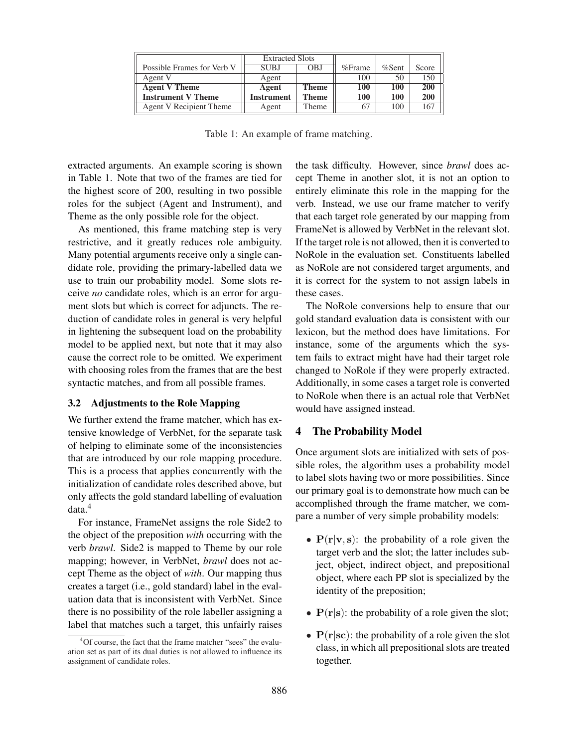| Possible Frames for Verb V | Extracted Slots | | %Frame | %Sent | Score |
|---|---|---|---|---|---|
| | SUBJ | OBJ | | | |
| Agent V | Agent | | 100 | 50 | 150 |
| **Agent V Theme** | **Agent** | **Theme** | **100** | **100** | **200** |
| **Instrument V Theme** | **Instrument** | **Theme** | **100** | **100** | **200** |
| Agent V Recipient Theme | Agent | Theme | 67 | 100 | 167 |

Table 1: An example of frame matching.

extracted arguments. An example scoring is shown in Table 1. Note that two of the frames are tied for the highest score of 200, resulting in two possible roles for the subject (Agent and Instrument), and Theme as the only possible role for the object.

As mentioned, this frame matching step is very restrictive, and it greatly reduces role ambiguity. Many potential arguments receive only a single candidate role, providing the primary-labelled data we use to train our probability model. Some slots receive *no* candidate roles, which is an error for argument slots but which is correct for adjuncts. The reduction of candidate roles in general is very helpful in lightening the subsequent load on the probability model to be applied next, but note that it may also cause the correct role to be omitted. We experiment with choosing roles from the frames that are the best syntactic matches, and from all possible frames.

### 3.2 Adjustments to the Role Mapping

We further extend the frame matcher, which has extensive knowledge of VerbNet, for the separate task of helping to eliminate some of the inconsistencies that are introduced by our role mapping procedure. This is a process that applies concurrently with the initialization of candidate roles described above, but only affects the gold standard labelling of evaluation data.[4]

For instance, FrameNet assigns the role Side2 to the object of the preposition *with* occurring with the verb *brawl*. Side2 is mapped to Theme by our role mapping; however, in VerbNet, *brawl* does not accept Theme as the object of *with*. Our mapping thus creates a target (i.e., gold standard) label in the evaluation data that is inconsistent with VerbNet. Since there is no possibility of the role labeller assigning a label that matches such a target, this unfairly raises the task difficulty. However, since *brawl* does accept Theme in another slot, it is not an option to entirely eliminate this role in the mapping for the verb. Instead, we use our frame matcher to verify that each target role generated by our mapping from FrameNet is allowed by VerbNet in the relevant slot. If the target role is not allowed, then it is converted to NoRole in the evaluation set. Constituents labelled as NoRole are not considered target arguments, and it is correct for the system to not assign labels in these cases.

The NoRole conversions help to ensure that our gold standard evaluation data is consistent with our lexicon, but the method does have limitations. For instance, some of the arguments which the system fails to extract might have had their target role changed to NoRole if they were properly extracted. Additionally, in some cases a target role is converted to NoRole when there is an actual role that VerbNet would have assigned instead.

## 4 The Probability Model

Once argument slots are initialized with sets of possible roles, the algorithm uses a probability model to label slots having two or more possibilities. Since our primary goal is to demonstrate how much can be accomplished through the frame matcher, we compare a number of very simple probability models:

- $\mathbf{P}(\mathbf{r}|\mathbf{v},\mathbf{s})$: the probability of a role given the target verb and the slot; the latter includes subject, object, indirect object, and prepositional object, where each PP slot is specialized by the identity of the preposition;
- $\mathbf{P}(\mathbf{r}|\mathbf{s})$: the probability of a role given the slot;
- $\mathbf{P}(\mathbf{r}|\mathbf{sc})$: the probability of a role given the slot class, in which all prepositional slots are treated together.

[4] Of course, the fact that the frame matcher "sees" the evaluation set as part of its dual duties is not allowed to influence its assignment of candidate roles.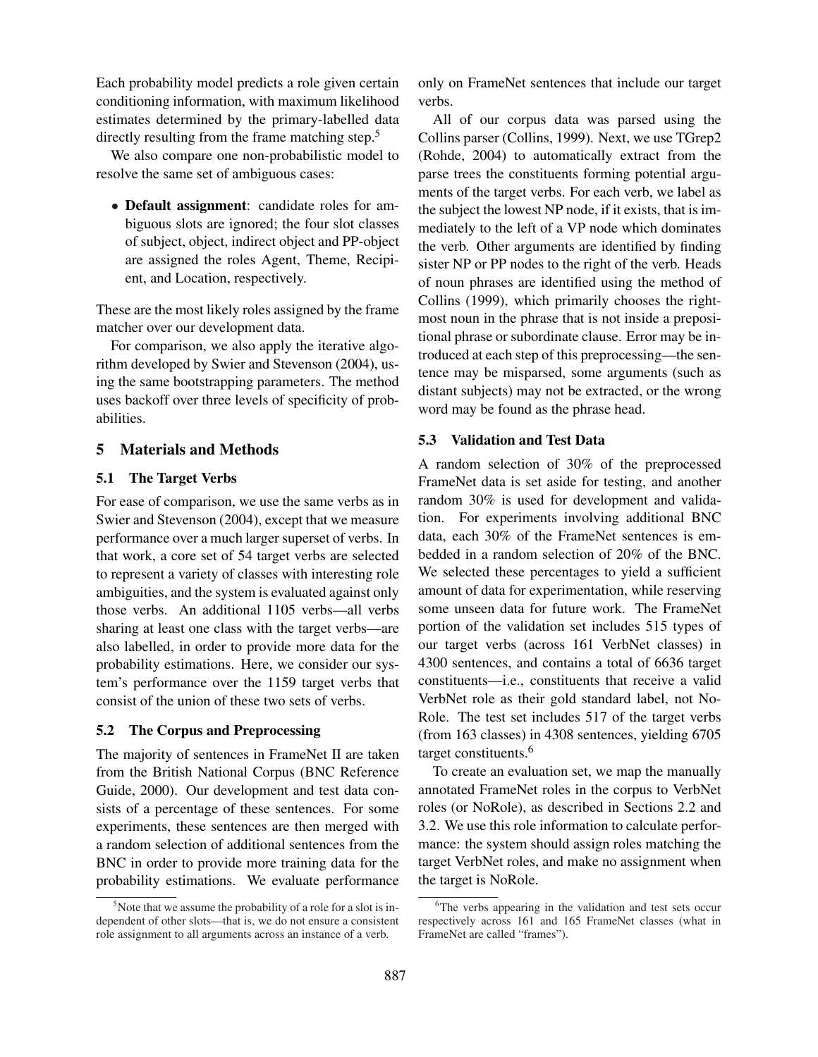Each probability model predicts a role given certain conditioning information, with maximum likelihood estimates determined by the primary-labelled data directly resulting from the frame matching step.[5]

We also compare one non-probabilistic model to resolve the same set of ambiguous cases:

- **Default assignment**: candidate roles for ambiguous slots are ignored; the four slot classes of subject, object, indirect object and PP-object are assigned the roles Agent, Theme, Recipient, and Location, respectively.

These are the most likely roles assigned by the frame matcher over our development data.

For comparison, we also apply the iterative algorithm developed by Swier and Stevenson (2004), using the same bootstrapping parameters. The method uses backoff over three levels of specificity of probabilities.

## 5 Materials and Methods

### 5.1 The Target Verbs

For ease of comparison, we use the same verbs as in Swier and Stevenson (2004), except that we measure performance over a much larger superset of verbs. In that work, a core set of 54 target verbs are selected to represent a variety of classes with interesting role ambiguities, and the system is evaluated against only those verbs. An additional 1105 verbs—all verbs sharing at least one class with the target verbs—are also labelled, in order to provide more data for the probability estimations. Here, we consider our system's performance over the 1159 target verbs that consist of the union of these two sets of verbs.

### 5.2 The Corpus and Preprocessing

The majority of sentences in FrameNet II are taken from the British National Corpus (BNC Reference Guide, 2000). Our development and test data consists of a percentage of these sentences. For some experiments, these sentences are then merged with a random selection of additional sentences from the BNC in order to provide more training data for the probability estimations. We evaluate performance only on FrameNet sentences that include our target verbs.

All of our corpus data was parsed using the Collins parser (Collins, 1999). Next, we use TGrep2 (Rohde, 2004) to automatically extract from the parse trees the constituents forming potential arguments of the target verbs. For each verb, we label as the subject the lowest NP node, if it exists, that is immediately to the left of a VP node which dominates the verb. Other arguments are identified by finding sister NP or PP nodes to the right of the verb. Heads of noun phrases are identified using the method of Collins (1999), which primarily chooses the rightmost noun in the phrase that is not inside a prepositional phrase or subordinate clause. Error may be introduced at each step of this preprocessing—the sentence may be misparsed, some arguments (such as distant subjects) may not be extracted, or the wrong word may be found as the phrase head.

### 5.3 Validation and Test Data

A random selection of 30% of the preprocessed FrameNet data is set aside for testing, and another random 30% is used for development and validation. For experiments involving additional BNC data, each 30% of the FrameNet sentences is embedded in a random selection of 20% of the BNC. We selected these percentages to yield a sufficient amount of data for experimentation, while reserving some unseen data for future work. The FrameNet portion of the validation set includes 515 types of our target verbs (across 161 VerbNet classes) in 4300 sentences, and contains a total of 6636 target constituents—i.e., constituents that receive a valid VerbNet role as their gold standard label, not NoRole. The test set includes 517 of the target verbs (from 163 classes) in 4308 sentences, yielding 6705 target constituents.[6]

To create an evaluation set, we map the manually annotated FrameNet roles in the corpus to VerbNet roles (or NoRole), as described in Sections 2.2 and 3.2. We use this role information to calculate performance: the system should assign roles matching the target VerbNet roles, and make no assignment when the target is NoRole.

---

[5] Note that we assume the probability of a role for a slot is independent of other slots—that is, we do not ensure a consistent role assignment to all arguments across an instance of a verb.

[6] The verbs appearing in the validation and test sets occur respectively across 161 and 165 FrameNet classes (what in FrameNet are called "frames").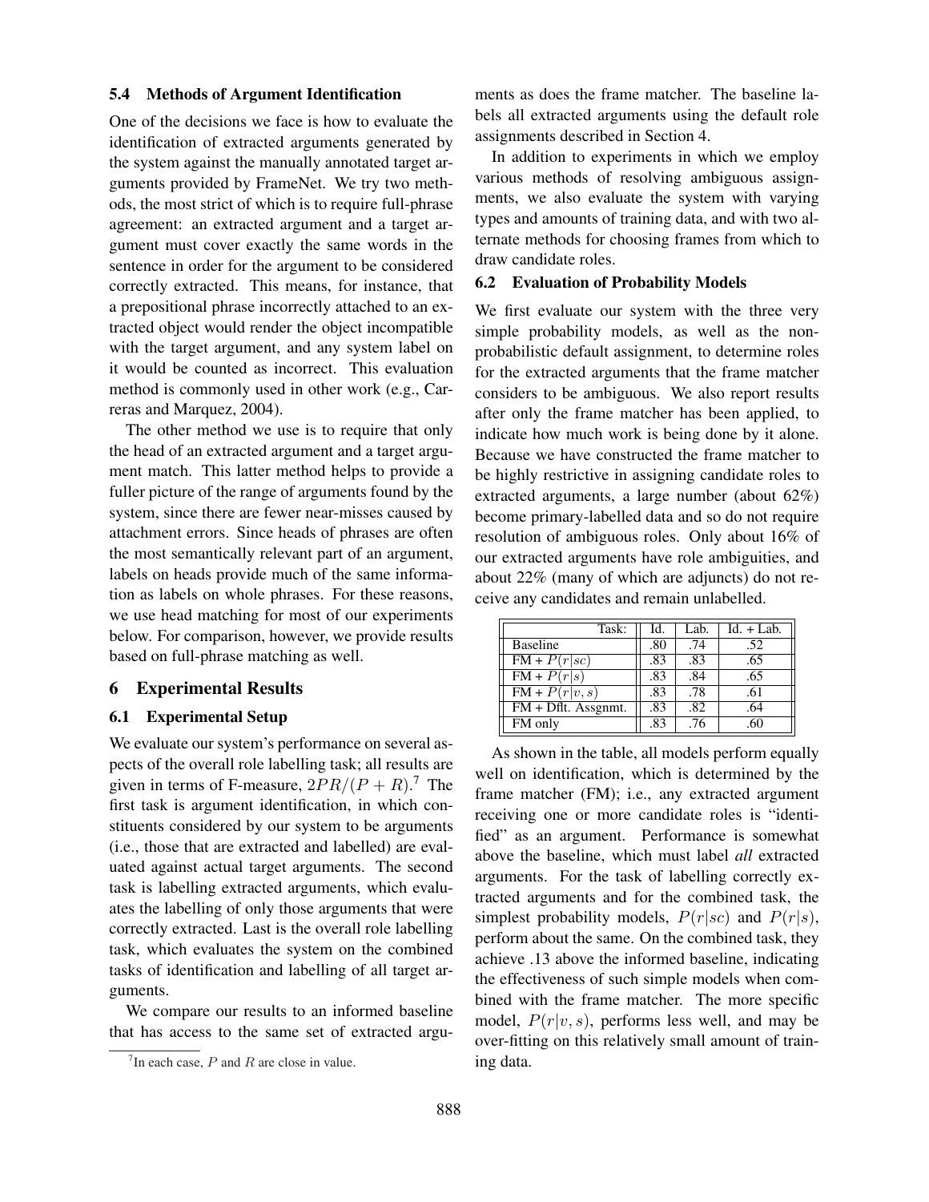### 5.4 Methods of Argument Identification

One of the decisions we face is how to evaluate the identification of extracted arguments generated by the system against the manually annotated target arguments provided by FrameNet. We try two methods, the most strict of which is to require full-phrase agreement: an extracted argument and a target argument must cover exactly the same words in the sentence in order for the argument to be considered correctly extracted. This means, for instance, that a prepositional phrase incorrectly attached to an extracted object would render the object incompatible with the target argument, and any system label on it would be counted as incorrect. This evaluation method is commonly used in other work (e.g., Carreras and Marquez, 2004).

The other method we use is to require that only the head of an extracted argument and a target argument match. This latter method helps to provide a fuller picture of the range of arguments found by the system, since there are fewer near-misses caused by attachment errors. Since heads of phrases are often the most semantically relevant part of an argument, labels on heads provide much of the same information as labels on whole phrases. For these reasons, we use head matching for most of our experiments below. For comparison, however, we provide results based on full-phrase matching as well.

## 6 Experimental Results

### 6.1 Experimental Setup

We evaluate our system's performance on several aspects of the overall role labelling task; all results are given in terms of F-measure, $2PR/(P + R)$.[7] The first task is argument identification, in which constituents considered by our system to be arguments (i.e., those that are extracted and labelled) are evaluated against actual target arguments. The second task is labelling extracted arguments, which evaluates the labelling of only those arguments that were correctly extracted. Last is the overall role labelling task, which evaluates the system on the combined tasks of identification and labelling of all target arguments.

We compare our results to an informed baseline that has access to the same set of extracted arguments as does the frame matcher. The baseline labels all extracted arguments using the default role assignments described in Section 4.

In addition to experiments in which we employ various methods of resolving ambiguous assignments, we also evaluate the system with varying types and amounts of training data, and with two alternate methods for choosing frames from which to draw candidate roles.

### 6.2 Evaluation of Probability Models

We first evaluate our system with the three very simple probability models, as well as the non-probabilistic default assignment, to determine roles for the extracted arguments that the frame matcher considers to be ambiguous. We also report results after only the frame matcher has been applied, to indicate how much work is being done by it alone. Because we have constructed the frame matcher to be highly restrictive in assigning candidate roles to extracted arguments, a large number (about 62%) become primary-labelled data and so do not require resolution of ambiguous roles. Only about 16% of our extracted arguments have role ambiguities, and about 22% (many of which are adjuncts) do not receive any candidates and remain unlabelled.

| Task: | Id. | Lab. | Id. + Lab. |
|---|---|---|---|
| Baseline | .80 | .74 | .52 |
| FM + $P(r\|sc)$ | .83 | .83 | .65 |
| FM + $P(r\|s)$ | .83 | .84 | .65 |
| FM + $P(r\|v, s)$ | .83 | .78 | .61 |
| FM + Dflt. Assgnmt. | .83 | .82 | .64 |
| FM only | .83 | .76 | .60 |

As shown in the table, all models perform equally well on identification, which is determined by the frame matcher (FM); i.e., any extracted argument receiving one or more candidate roles is "identified" as an argument. Performance is somewhat above the baseline, which must label *all* extracted arguments. For the task of labelling correctly extracted arguments and for the combined task, the simplest probability models, $P(r|sc)$ and $P(r|s)$, perform about the same. On the combined task, they achieve .13 above the informed baseline, indicating the effectiveness of such simple models when combined with the frame matcher. The more specific model, $P(r|v, s)$, performs less well, and may be over-fitting on this relatively small amount of training data.

[7] In each case, $P$ and $R$ are close in value.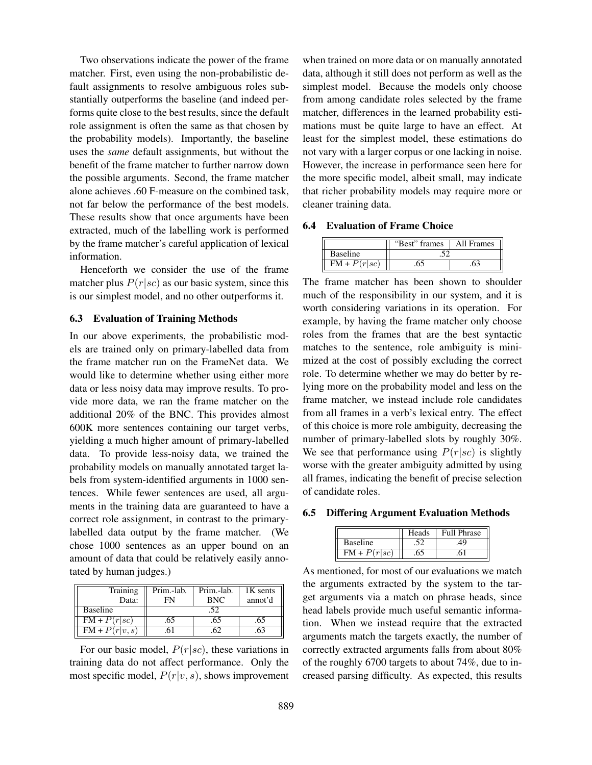Two observations indicate the power of the frame matcher. First, even using the non-probabilistic default assignments to resolve ambiguous roles substantially outperforms the baseline (and indeed performs quite close to the best results, since the default role assignment is often the same as that chosen by the probability models). Importantly, the baseline uses the *same* default assignments, but without the benefit of the frame matcher to further narrow down the possible arguments. Second, the frame matcher alone achieves .60 F-measure on the combined task, not far below the performance of the best models. These results show that once arguments have been extracted, much of the labelling work is performed by the frame matcher's careful application of lexical information.

Henceforth we consider the use of the frame matcher plus $P(r|sc)$ as our basic system, since this is our simplest model, and no other outperforms it.

### 6.3 Evaluation of Training Methods

In our above experiments, the probabilistic models are trained only on primary-labelled data from the frame matcher run on the FrameNet data. We would like to determine whether using either more data or less noisy data may improve results. To provide more data, we ran the frame matcher on the additional 20% of the BNC. This provides almost 600K more sentences containing our target verbs, yielding a much higher amount of primary-labelled data. To provide less-noisy data, we trained the probability models on manually annotated target labels from system-identified arguments in 1000 sentences. While fewer sentences are used, all arguments in the training data are guaranteed to have a correct role assignment, in contrast to the primary-labelled data output by the frame matcher. (We chose 1000 sentences as an upper bound on an amount of data that could be relatively easily annotated by human judges.)

| Training Data: | Prim.-lab. FN | Prim.-lab. BNC | 1K sents annot'd |
|---|---|---|---|
| Baseline | .52 | | |
| FM + $P(r\|sc)$ | .65 | .65 | .65 |
| FM + $P(r\|v, s)$ | .61 | .62 | .63 |

For our basic model, $P(r|sc)$, these variations in training data do not affect performance. Only the most specific model, $P(r|v, s)$, shows improvement when trained on more data or on manually annotated data, although it still does not perform as well as the simplest model. Because the models only choose from among candidate roles selected by the frame matcher, differences in the learned probability estimations must be quite large to have an effect. At least for the simplest model, these estimations do not vary with a larger corpus or one lacking in noise. However, the increase in performance seen here for the more specific model, albeit small, may indicate that richer probability models may require more or cleaner training data.

### 6.4 Evaluation of Frame Choice

| | "Best" frames | All Frames |
|---|---|---|
| Baseline | .52 | |
| FM + $P(r\|sc)$ | .65 | .63 |

The frame matcher has been shown to shoulder much of the responsibility in our system, and it is worth considering variations in its operation. For example, by having the frame matcher only choose roles from the frames that are the best syntactic matches to the sentence, role ambiguity is minimized at the cost of possibly excluding the correct role. To determine whether we may do better by relying more on the probability model and less on the frame matcher, we instead include role candidates from all frames in a verb's lexical entry. The effect of this choice is more role ambiguity, decreasing the number of primary-labelled slots by roughly 30%. We see that performance using $P(r|sc)$ is slightly worse with the greater ambiguity admitted by using all frames, indicating the benefit of precise selection of candidate roles.

### 6.5 Differing Argument Evaluation Methods

| | Heads | Full Phrase |
|---|---|---|
| Baseline | .52 | .49 |
| FM + $P(r\|sc)$ | .65 | .61 |

As mentioned, for most of our evaluations we match the arguments extracted by the system to the target arguments via a match on phrase heads, since head labels provide much useful semantic information. When we instead require that the extracted arguments match the targets exactly, the number of correctly extracted arguments falls from about 80% of the roughly 6700 targets to about 74%, due to increased parsing difficulty. As expected, this results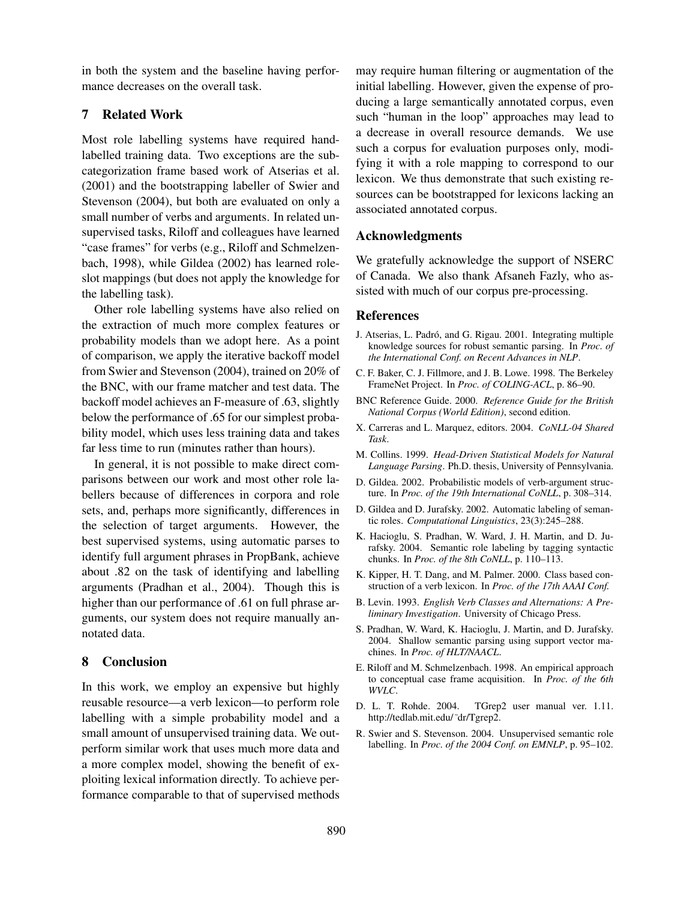in both the system and the baseline having performance decreases on the overall task.

## 7 Related Work

Most role labelling systems have required hand-labelled training data. Two exceptions are the subcategorization frame based work of Atserias et al. (2001) and the bootstrapping labeller of Swier and Stevenson (2004), but both are evaluated on only a small number of verbs and arguments. In related unsupervised tasks, Riloff and colleagues have learned "case frames" for verbs (e.g., Riloff and Schmelzenbach, 1998), while Gildea (2002) has learned role-slot mappings (but does not apply the knowledge for the labelling task).

Other role labelling systems have also relied on the extraction of much more complex features or probability models than we adopt here. As a point of comparison, we apply the iterative backoff model from Swier and Stevenson (2004), trained on 20% of the BNC, with our frame matcher and test data. The backoff model achieves an F-measure of .63, slightly below the performance of .65 for our simplest probability model, which uses less training data and takes far less time to run (minutes rather than hours).

In general, it is not possible to make direct comparisons between our work and most other role labellers because of differences in corpora and role sets, and, perhaps more significantly, differences in the selection of target arguments. However, the best supervised systems, using automatic parses to identify full argument phrases in PropBank, achieve about .82 on the task of identifying and labelling arguments (Pradhan et al., 2004). Though this is higher than our performance of .61 on full phrase arguments, our system does not require manually annotated data.

## 8 Conclusion

In this work, we employ an expensive but highly reusable resource—a verb lexicon—to perform role labelling with a simple probability model and a small amount of unsupervised training data. We outperform similar work that uses much more data and a more complex model, showing the benefit of exploiting lexical information directly. To achieve performance comparable to that of supervised methods may require human filtering or augmentation of the initial labelling. However, given the expense of producing a large semantically annotated corpus, even such "human in the loop" approaches may lead to a decrease in overall resource demands. We use such a corpus for evaluation purposes only, modifying it with a role mapping to correspond to our lexicon. We thus demonstrate that such existing resources can be bootstrapped for lexicons lacking an associated annotated corpus.

## Acknowledgments

We gratefully acknowledge the support of NSERC of Canada. We also thank Afsaneh Fazly, who assisted with much of our corpus pre-processing.

## References

J. Atserias, L. Padró, and G. Rigau. 2001. Integrating multiple knowledge sources for robust semantic parsing. In *Proc. of the International Conf. on Recent Advances in NLP*.

C. F. Baker, C. J. Fillmore, and J. B. Lowe. 1998. The Berkeley FrameNet Project. In *Proc. of COLING-ACL*, p. 86–90.

BNC Reference Guide. 2000. *Reference Guide for the British National Corpus (World Edition)*, second edition.

X. Carreras and L. Marquez, editors. 2004. *CoNLL-04 Shared Task*.

M. Collins. 1999. *Head-Driven Statistical Models for Natural Language Parsing*. Ph.D. thesis, University of Pennsylvania.

D. Gildea. 2002. Probabilistic models of verb-argument structure. In *Proc. of the 19th International CoNLL*, p. 308–314.

D. Gildea and D. Jurafsky. 2002. Automatic labeling of semantic roles. *Computational Linguistics*, 23(3):245–288.

K. Hacioglu, S. Pradhan, W. Ward, J. H. Martin, and D. Jurafsky. 2004. Semantic role labeling by tagging syntactic chunks. In *Proc. of the 8th CoNLL*, p. 110–113.

K. Kipper, H. T. Dang, and M. Palmer. 2000. Class based construction of a verb lexicon. In *Proc. of the 17th AAAI Conf.*

B. Levin. 1993. *English Verb Classes and Alternations: A Preliminary Investigation*. University of Chicago Press.

S. Pradhan, W. Ward, K. Hacioglu, J. Martin, and D. Jurafsky. 2004. Shallow semantic parsing using support vector machines. In *Proc. of HLT/NAACL*.

E. Riloff and M. Schmelzenbach. 1998. An empirical approach to conceptual case frame acquisition. In *Proc. of the 6th WVLC*.

D. L. T. Rohde. 2004. TGrep2 user manual ver. 1.11. http://tedlab.mit.edu/˜dr/Tgrep2.

R. Swier and S. Stevenson. 2004. Unsupervised semantic role labelling. In *Proc. of the 2004 Conf. on EMNLP*, p. 95–102.